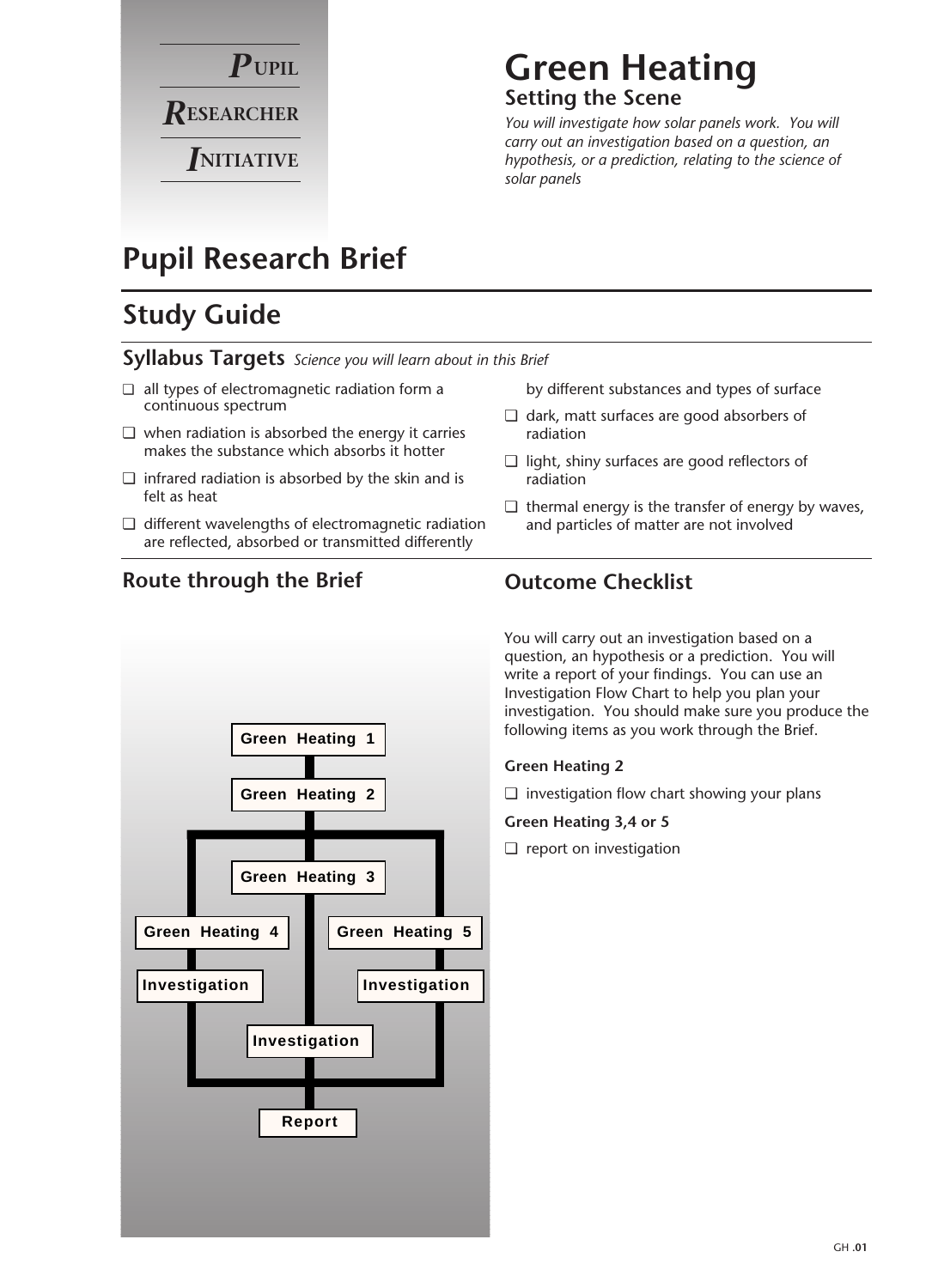PUPIL RESEARCHER INITIATIVE

# Green Heating

## Setting the Scene

*You will investigate how solar panels work. You will carry out an investigation based on a question, an hypothesis, or a prediction, relating to the science of solar panels*

# Pupil Research Brief

## Study Guide

### Syllabus Targets *Science you will learn about in this Brief*

- ❑ all types of electromagnetic radiation form a continuous spectrum
- ❑ when radiation is absorbed the energy it carries makes the substance which absorbs it hotter
- ❑ infrared radiation is absorbed by the skin and is felt as heat
- ❑ different wavelengths of electromagnetic radiation are reflected, absorbed or transmitted differently by different substances and types of surface
- ❑ dark, matt surfaces are good absorbers of radiation
- ❑ light, shiny surfaces are good reflectors of radiation
- ❑ thermal energy is the transfer of energy by waves, and particles of matter are not involved

### Route through the Brief

Green Heating 1 → Green Heating 2 → then one of:

- Green Heating 3 → Investigation
- Green Heating 4 → Investigation
- Green Heating 5 → Investigation

→ Report

### Outcome Checklist

You will carry out an investigation based on a question, an hypothesis or a prediction. You will write a report of your findings. You can use an Investigation Flow Chart to help you plan your investigation. You should make sure you produce the following items as you work through the Brief.

**Green Heating 2**

- ❑ investigation flow chart showing your plans

**Green Heating 3,4 or 5**

- ❑ report on investigation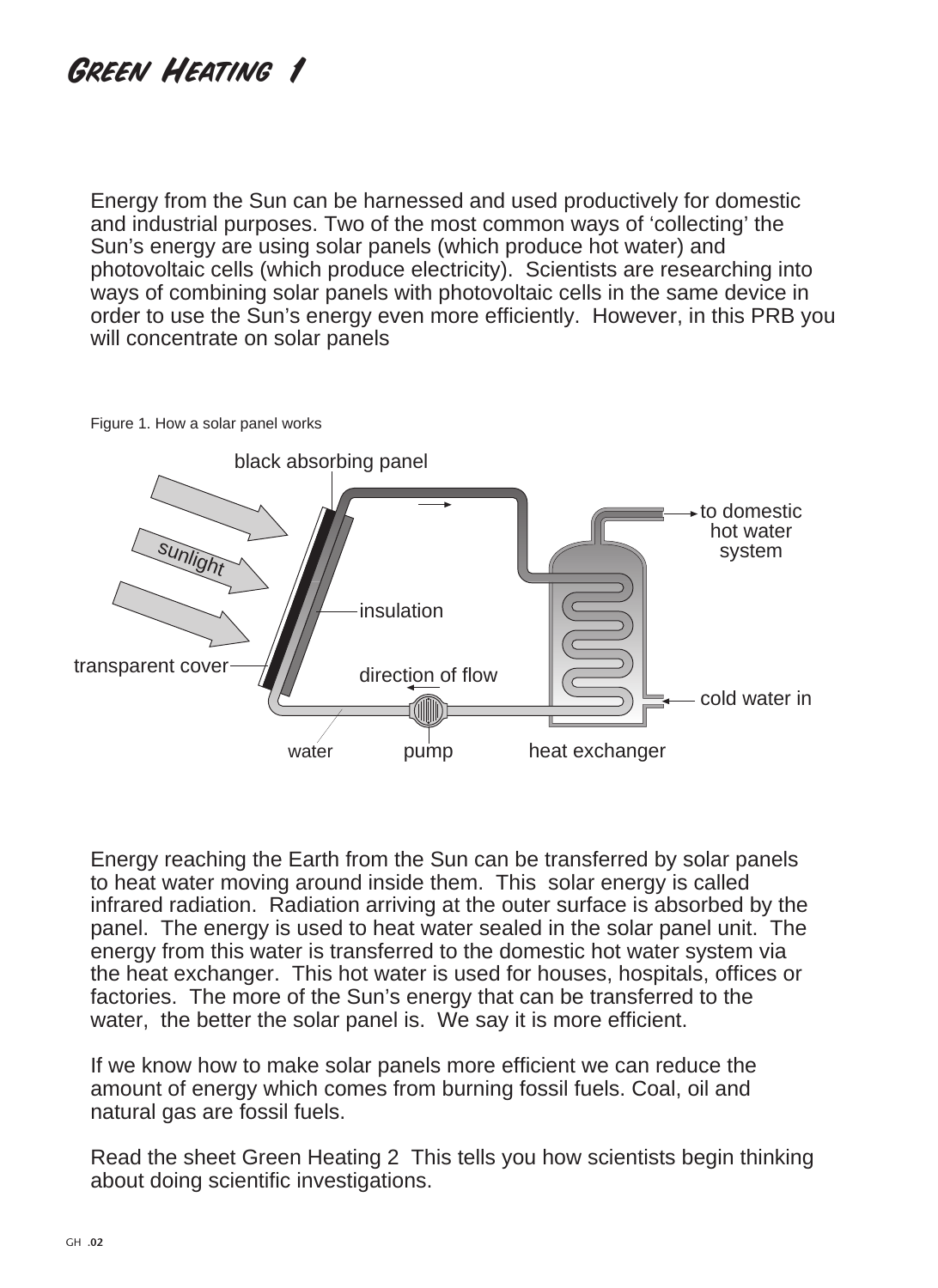# Green Heating 1

Energy from the Sun can be harnessed and used productively for domestic and industrial purposes. Two of the most common ways of 'collecting' the Sun's energy are using solar panels (which produce hot water) and photovoltaic cells (which produce electricity). Scientists are researching into ways of combining solar panels with photovoltaic cells in the same device in order to use the Sun's energy even more efficiently. However, in this PRB you will concentrate on solar panels

Figure 1. How a solar panel works

black absorbing panel

sunlight

to domestic hot water system

insulation

transparent cover

direction of flow

cold water in

water

pump

heat exchanger

Energy reaching the Earth from the Sun can be transferred by solar panels to heat water moving around inside them. This solar energy is called infrared radiation. Radiation arriving at the outer surface is absorbed by the panel. The energy is used to heat water sealed in the solar panel unit. The energy from this water is transferred to the domestic hot water system via the heat exchanger. This hot water is used for houses, hospitals, offices or factories. The more of the Sun's energy that can be transferred to the water, the better the solar panel is. We say it is more efficient.

If we know how to make solar panels more efficient we can reduce the amount of energy which comes from burning fossil fuels. Coal, oil and natural gas are fossil fuels.

Read the sheet Green Heating 2 This tells you how scientists begin thinking about doing scientific investigations.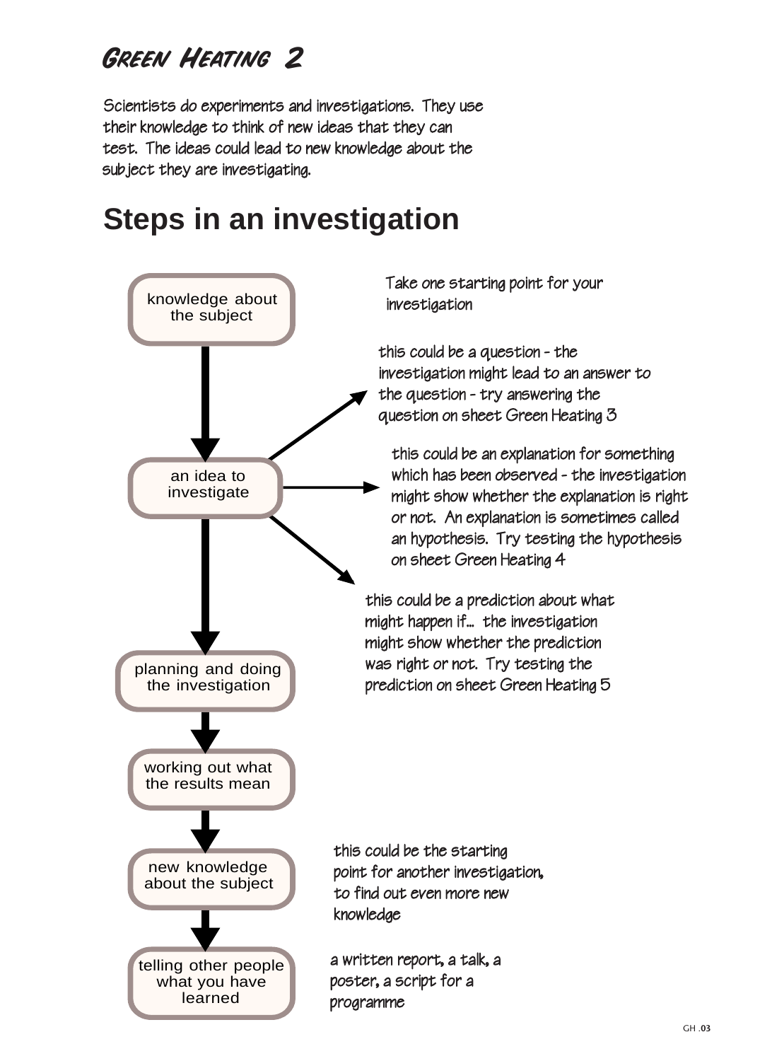# Green Heating 2

Scientists do experiments and investigations. They use their knowledge to think of new ideas that they can test. The ideas could lead to new knowledge about the subject they are investigating.

## Steps in an investigation

**knowledge about the subject**

↓

**an idea to investigate**

Take one starting point for your investigation

- this could be a question - the investigation might lead to an answer to the question - try answering the question on sheet Green Heating 3
- this could be an explanation for something which has been observed - the investigation might show whether the explanation is right or not. An explanation is sometimes called an hypothesis. Try testing the hypothesis on sheet Green Heating 4
- this could be a prediction about what might happen if... the investigation might show whether the prediction was right or not. Try testing the prediction on sheet Green Heating 5

↓

**planning and doing the investigation**

↓

**working out what the results mean**

↓

**new knowledge about the subject**

this could be the starting point for another investigation, to find out even more new knowledge

↓

**telling other people what you have learned**

a written report, a talk, a poster, a script for a programme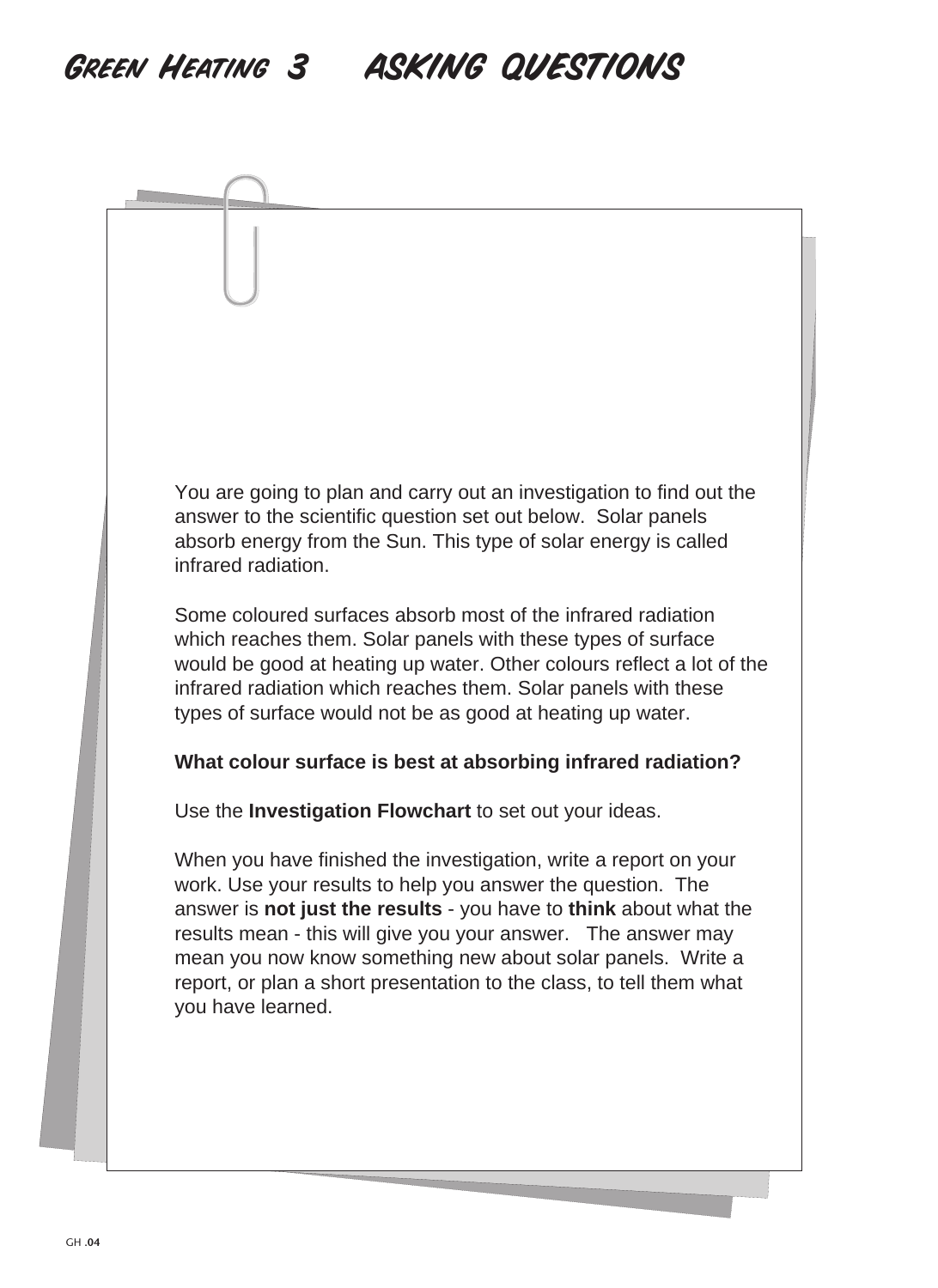# Green Heating 3 ASKING QUESTIONS

You are going to plan and carry out an investigation to find out the answer to the scientific question set out below. Solar panels absorb energy from the Sun. This type of solar energy is called infrared radiation.

Some coloured surfaces absorb most of the infrared radiation which reaches them. Solar panels with these types of surface would be good at heating up water. Other colours reflect a lot of the infrared radiation which reaches them. Solar panels with these types of surface would not be as good at heating up water.

**What colour surface is best at absorbing infrared radiation?**

Use the **Investigation Flowchart** to set out your ideas.

When you have finished the investigation, write a report on your work. Use your results to help you answer the question. The answer is **not just the results** - you have to **think** about what the results mean - this will give you your answer. The answer may mean you now know something new about solar panels. Write a report, or plan a short presentation to the class, to tell them what you have learned.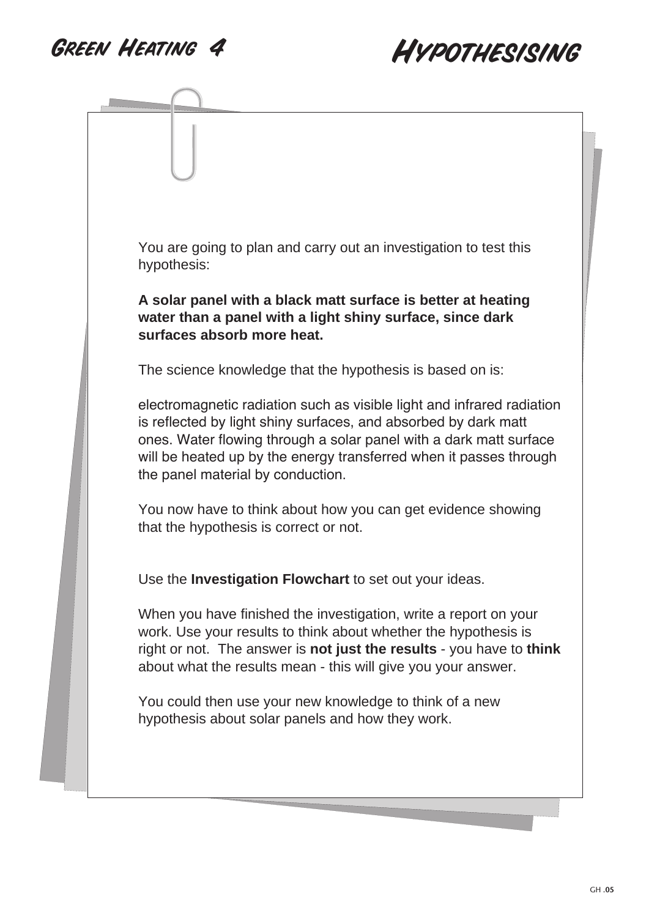# Green Heating 4 — Hypothesising

You are going to plan and carry out an investigation to test this hypothesis:

**A solar panel with a black matt surface is better at heating water than a panel with a light shiny surface, since dark surfaces absorb more heat.**

The science knowledge that the hypothesis is based on is:

electromagnetic radiation such as visible light and infrared radiation is reflected by light shiny surfaces, and absorbed by dark matt ones. Water flowing through a solar panel with a dark matt surface will be heated up by the energy transferred when it passes through the panel material by conduction.

You now have to think about how you can get evidence showing that the hypothesis is correct or not.

Use the **Investigation Flowchart** to set out your ideas.

When you have finished the investigation, write a report on your work. Use your results to think about whether the hypothesis is right or not. The answer is **not just the results** - you have to **think** about what the results mean - this will give you your answer.

You could then use your new knowledge to think of a new hypothesis about solar panels and how they work.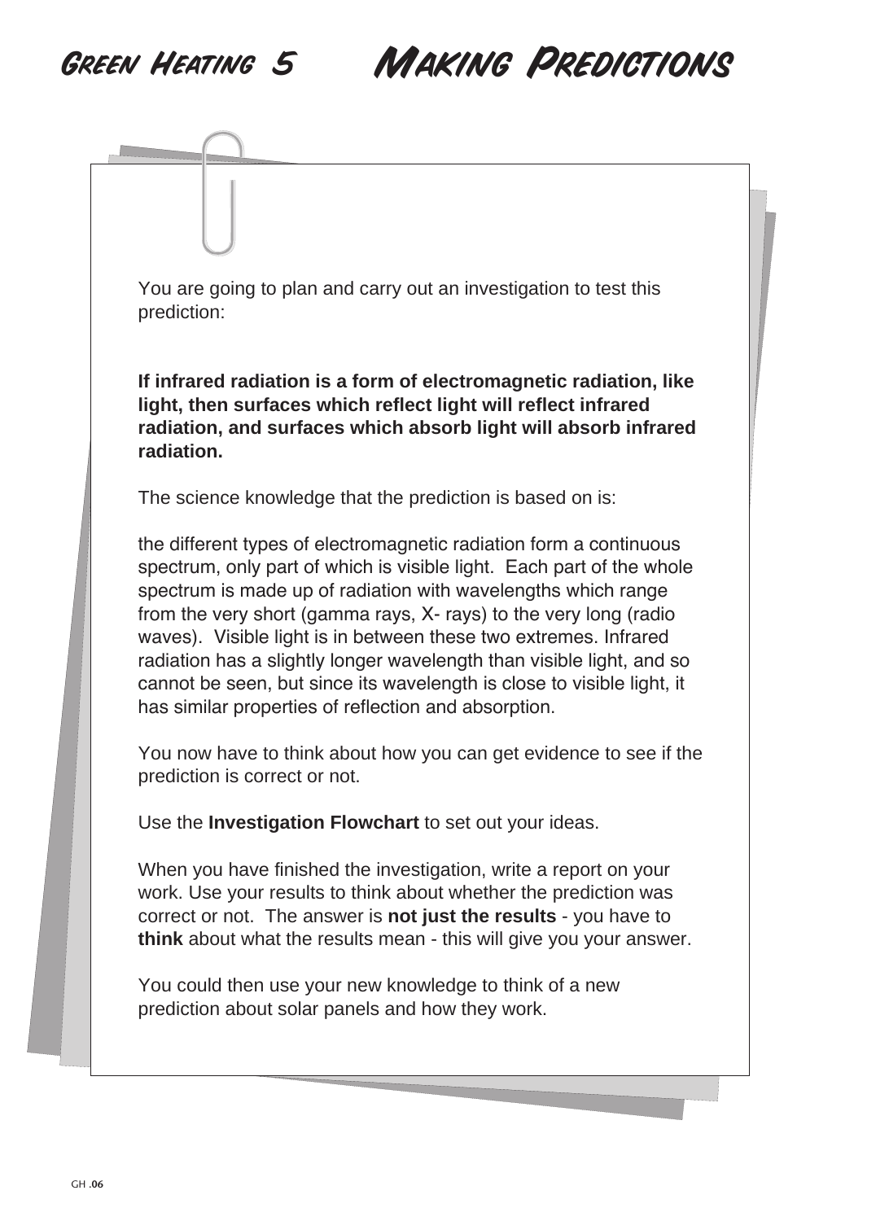# Green Heating 5 Making Predictions

You are going to plan and carry out an investigation to test this prediction:

**If infrared radiation is a form of electromagnetic radiation, like light, then surfaces which reflect light will reflect infrared radiation, and surfaces which absorb light will absorb infrared radiation.**

The science knowledge that the prediction is based on is:

the different types of electromagnetic radiation form a continuous spectrum, only part of which is visible light. Each part of the whole spectrum is made up of radiation with wavelengths which range from the very short (gamma rays, X- rays) to the very long (radio waves). Visible light is in between these two extremes. Infrared radiation has a slightly longer wavelength than visible light, and so cannot be seen, but since its wavelength is close to visible light, it has similar properties of reflection and absorption.

You now have to think about how you can get evidence to see if the prediction is correct or not.

Use the **Investigation Flowchart** to set out your ideas.

When you have finished the investigation, write a report on your work. Use your results to think about whether the prediction was correct or not. The answer is **not just the results** - you have to **think** about what the results mean - this will give you your answer.

You could then use your new knowledge to think of a new prediction about solar panels and how they work.